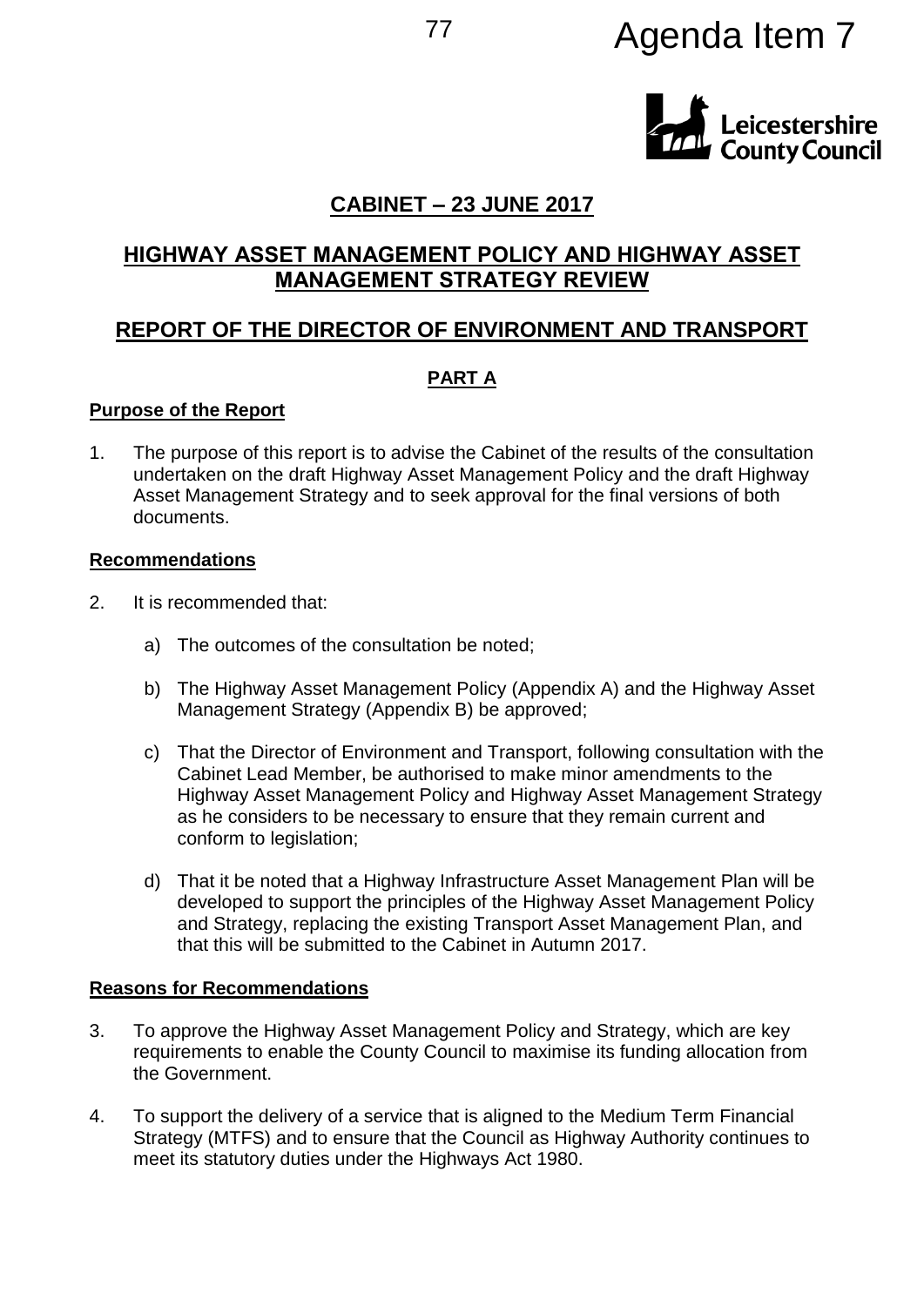# Agenda Item 7

## CABINET – 23 JUNE 2017

## HIGHWAY ASSET MANAGEMENT POLICY AND HIGHWAY ASSET MANAGEMENT STRATEGY REVIEW

## REPORT OF THE DIRECTOR OF ENVIRONMENT AND TRANSPORT

### PART A

**Purpose of the Report**

1. The purpose of this report is to advise the Cabinet of the results of the consultation undertaken on the draft Highway Asset Management Policy and the draft Highway Asset Management Strategy and to seek approval for the final versions of both documents.

**Recommendations**

2. It is recommended that:

   a) The outcomes of the consultation be noted;

   b) The Highway Asset Management Policy (Appendix A) and the Highway Asset Management Strategy (Appendix B) be approved;

   c) That the Director of Environment and Transport, following consultation with the Cabinet Lead Member, be authorised to make minor amendments to the Highway Asset Management Policy and Highway Asset Management Strategy as he considers to be necessary to ensure that they remain current and conform to legislation;

   d) That it be noted that a Highway Infrastructure Asset Management Plan will be developed to support the principles of the Highway Asset Management Policy and Strategy, replacing the existing Transport Asset Management Plan, and that this will be submitted to the Cabinet in Autumn 2017.

**Reasons for Recommendations**

3. To approve the Highway Asset Management Policy and Strategy, which are key requirements to enable the County Council to maximise its funding allocation from the Government.

4. To support the delivery of a service that is aligned to the Medium Term Financial Strategy (MTFS) and to ensure that the Council as Highway Authority continues to meet its statutory duties under the Highways Act 1980.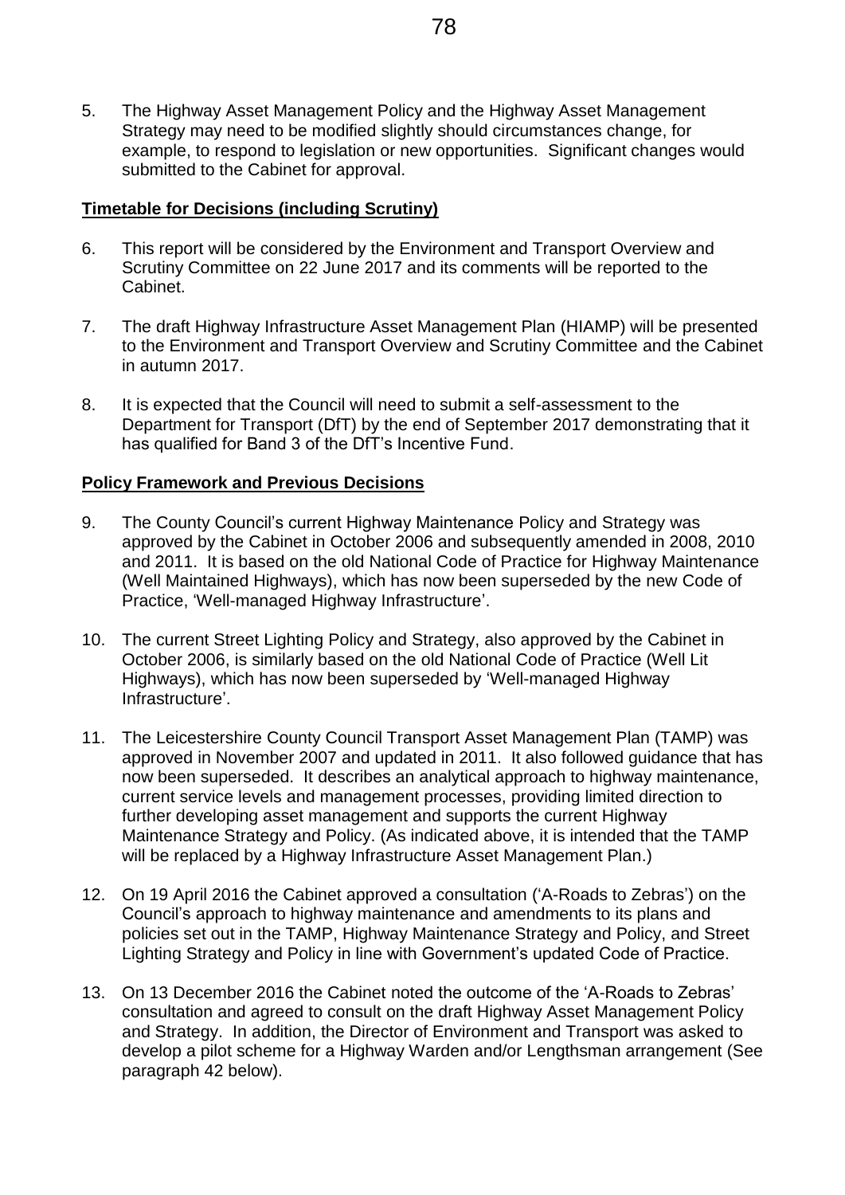5. The Highway Asset Management Policy and the Highway Asset Management Strategy may need to be modified slightly should circumstances change, for example, to respond to legislation or new opportunities. Significant changes would submitted to the Cabinet for approval.

## Timetable for Decisions (including Scrutiny)

6. This report will be considered by the Environment and Transport Overview and Scrutiny Committee on 22 June 2017 and its comments will be reported to the Cabinet.

7. The draft Highway Infrastructure Asset Management Plan (HIAMP) will be presented to the Environment and Transport Overview and Scrutiny Committee and the Cabinet in autumn 2017.

8. It is expected that the Council will need to submit a self-assessment to the Department for Transport (DfT) by the end of September 2017 demonstrating that it has qualified for Band 3 of the DfT's Incentive Fund.

## Policy Framework and Previous Decisions

9. The County Council's current Highway Maintenance Policy and Strategy was approved by the Cabinet in October 2006 and subsequently amended in 2008, 2010 and 2011. It is based on the old National Code of Practice for Highway Maintenance (Well Maintained Highways), which has now been superseded by the new Code of Practice, 'Well-managed Highway Infrastructure'.

10. The current Street Lighting Policy and Strategy, also approved by the Cabinet in October 2006, is similarly based on the old National Code of Practice (Well Lit Highways), which has now been superseded by 'Well-managed Highway Infrastructure'.

11. The Leicestershire County Council Transport Asset Management Plan (TAMP) was approved in November 2007 and updated in 2011. It also followed guidance that has now been superseded. It describes an analytical approach to highway maintenance, current service levels and management processes, providing limited direction to further developing asset management and supports the current Highway Maintenance Strategy and Policy. (As indicated above, it is intended that the TAMP will be replaced by a Highway Infrastructure Asset Management Plan.)

12. On 19 April 2016 the Cabinet approved a consultation ('A-Roads to Zebras') on the Council's approach to highway maintenance and amendments to its plans and policies set out in the TAMP, Highway Maintenance Strategy and Policy, and Street Lighting Strategy and Policy in line with Government's updated Code of Practice.

13. On 13 December 2016 the Cabinet noted the outcome of the 'A-Roads to Zebras' consultation and agreed to consult on the draft Highway Asset Management Policy and Strategy. In addition, the Director of Environment and Transport was asked to develop a pilot scheme for a Highway Warden and/or Lengthsman arrangement (See paragraph 42 below).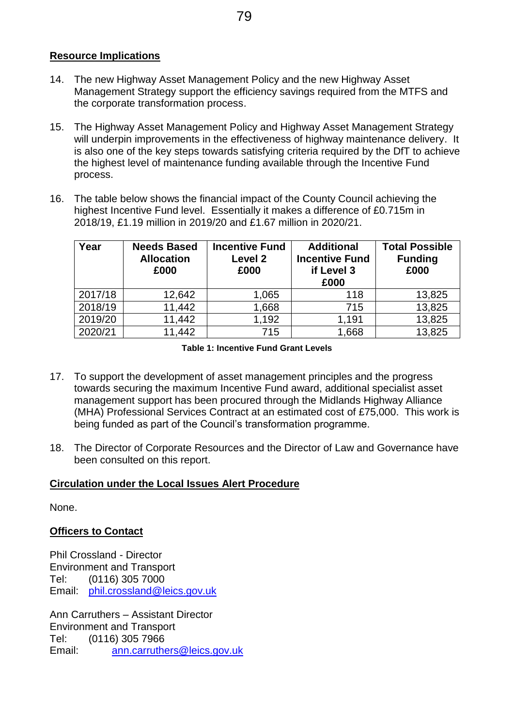**Resource Implications**

14. The new Highway Asset Management Policy and the new Highway Asset Management Strategy support the efficiency savings required from the MTFS and the corporate transformation process.

15. The Highway Asset Management Policy and Highway Asset Management Strategy will underpin improvements in the effectiveness of highway maintenance delivery. It is also one of the key steps towards satisfying criteria required by the DfT to achieve the highest level of maintenance funding available through the Incentive Fund process.

16. The table below shows the financial impact of the County Council achieving the highest Incentive Fund level. Essentially it makes a difference of £0.715m in 2018/19, £1.19 million in 2019/20 and £1.67 million in 2020/21.

| Year | Needs Based Allocation £000 | Incentive Fund Level 2 £000 | Additional Incentive Fund if Level 3 £000 | Total Possible Funding £000 |
|---|---|---|---|---|
| 2017/18 | 12,642 | 1,065 | 118 | 13,825 |
| 2018/19 | 11,442 | 1,668 | 715 | 13,825 |
| 2019/20 | 11,442 | 1,192 | 1,191 | 13,825 |
| 2020/21 | 11,442 | 715 | 1,668 | 13,825 |

**Table 1: Incentive Fund Grant Levels**

17. To support the development of asset management principles and the progress towards securing the maximum Incentive Fund award, additional specialist asset management support has been procured through the Midlands Highway Alliance (MHA) Professional Services Contract at an estimated cost of £75,000. This work is being funded as part of the Council's transformation programme.

18. The Director of Corporate Resources and the Director of Law and Governance have been consulted on this report.

**Circulation under the Local Issues Alert Procedure**

None.

**Officers to Contact**

Phil Crossland - Director
Environment and Transport
Tel: (0116) 305 7000
Email: phil.crossland@leics.gov.uk

Ann Carruthers – Assistant Director
Environment and Transport
Tel: (0116) 305 7966
Email: ann.carruthers@leics.gov.uk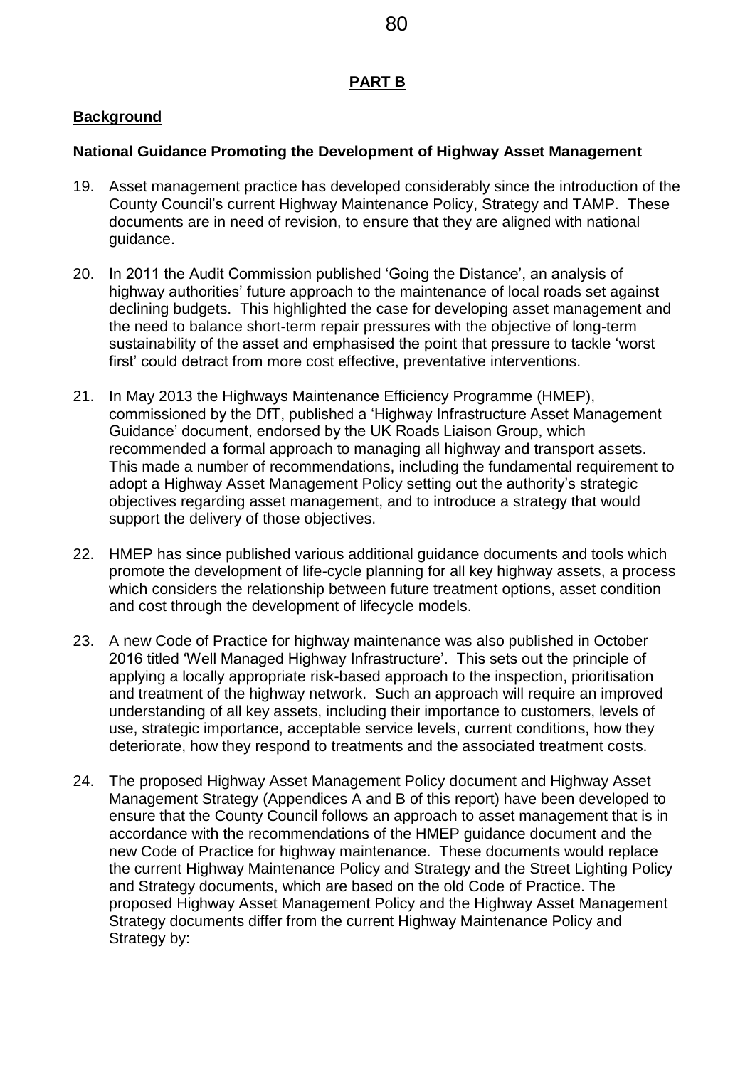## PART B

### Background

**National Guidance Promoting the Development of Highway Asset Management**

19. Asset management practice has developed considerably since the introduction of the County Council's current Highway Maintenance Policy, Strategy and TAMP. These documents are in need of revision, to ensure that they are aligned with national guidance.

20. In 2011 the Audit Commission published 'Going the Distance', an analysis of highway authorities' future approach to the maintenance of local roads set against declining budgets. This highlighted the case for developing asset management and the need to balance short-term repair pressures with the objective of long-term sustainability of the asset and emphasised the point that pressure to tackle 'worst first' could detract from more cost effective, preventative interventions.

21. In May 2013 the Highways Maintenance Efficiency Programme (HMEP), commissioned by the DfT, published a 'Highway Infrastructure Asset Management Guidance' document, endorsed by the UK Roads Liaison Group, which recommended a formal approach to managing all highway and transport assets. This made a number of recommendations, including the fundamental requirement to adopt a Highway Asset Management Policy setting out the authority's strategic objectives regarding asset management, and to introduce a strategy that would support the delivery of those objectives.

22. HMEP has since published various additional guidance documents and tools which promote the development of life-cycle planning for all key highway assets, a process which considers the relationship between future treatment options, asset condition and cost through the development of lifecycle models.

23. A new Code of Practice for highway maintenance was also published in October 2016 titled 'Well Managed Highway Infrastructure'. This sets out the principle of applying a locally appropriate risk-based approach to the inspection, prioritisation and treatment of the highway network. Such an approach will require an improved understanding of all key assets, including their importance to customers, levels of use, strategic importance, acceptable service levels, current conditions, how they deteriorate, how they respond to treatments and the associated treatment costs.

24. The proposed Highway Asset Management Policy document and Highway Asset Management Strategy (Appendices A and B of this report) have been developed to ensure that the County Council follows an approach to asset management that is in accordance with the recommendations of the HMEP guidance document and the new Code of Practice for highway maintenance. These documents would replace the current Highway Maintenance Policy and Strategy and the Street Lighting Policy and Strategy documents, which are based on the old Code of Practice. The proposed Highway Asset Management Policy and the Highway Asset Management Strategy documents differ from the current Highway Maintenance Policy and Strategy by: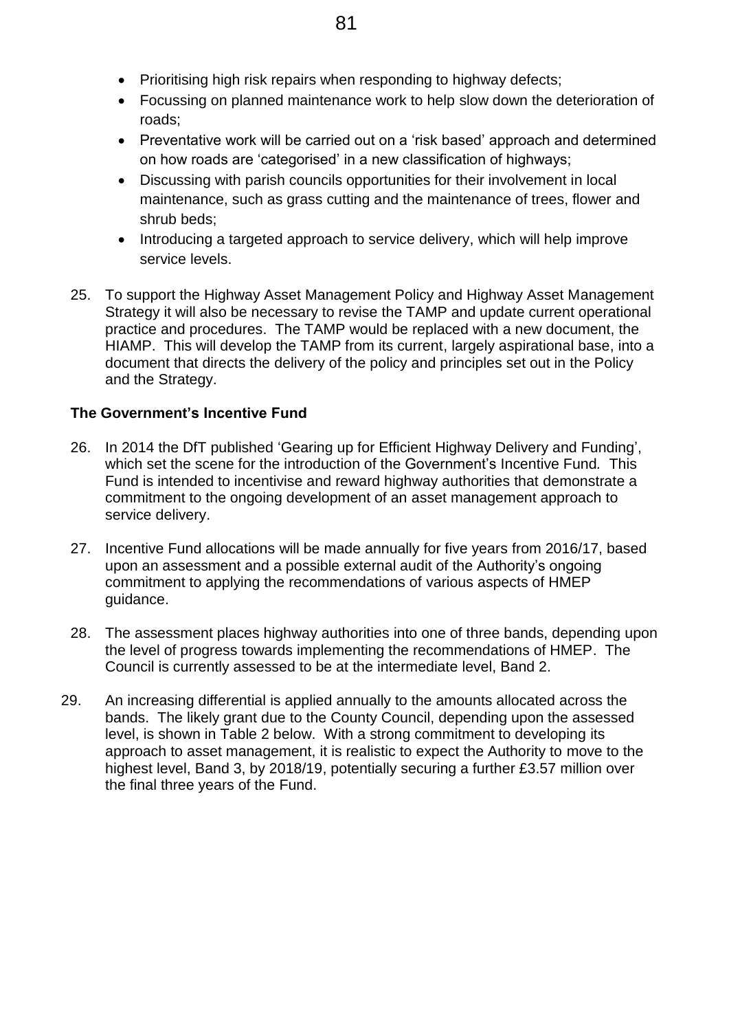- Prioritising high risk repairs when responding to highway defects;
- Focussing on planned maintenance work to help slow down the deterioration of roads;
- Preventative work will be carried out on a 'risk based' approach and determined on how roads are 'categorised' in a new classification of highways;
- Discussing with parish councils opportunities for their involvement in local maintenance, such as grass cutting and the maintenance of trees, flower and shrub beds;
- Introducing a targeted approach to service delivery, which will help improve service levels.

25. To support the Highway Asset Management Policy and Highway Asset Management Strategy it will also be necessary to revise the TAMP and update current operational practice and procedures. The TAMP would be replaced with a new document, the HIAMP. This will develop the TAMP from its current, largely aspirational base, into a document that directs the delivery of the policy and principles set out in the Policy and the Strategy.

**The Government's Incentive Fund**

26. In 2014 the DfT published 'Gearing up for Efficient Highway Delivery and Funding', which set the scene for the introduction of the Government's Incentive Fund. This Fund is intended to incentivise and reward highway authorities that demonstrate a commitment to the ongoing development of an asset management approach to service delivery.

27. Incentive Fund allocations will be made annually for five years from 2016/17, based upon an assessment and a possible external audit of the Authority's ongoing commitment to applying the recommendations of various aspects of HMEP guidance.

28. The assessment places highway authorities into one of three bands, depending upon the level of progress towards implementing the recommendations of HMEP. The Council is currently assessed to be at the intermediate level, Band 2.

29. An increasing differential is applied annually to the amounts allocated across the bands. The likely grant due to the County Council, depending upon the assessed level, is shown in Table 2 below. With a strong commitment to developing its approach to asset management, it is realistic to expect the Authority to move to the highest level, Band 3, by 2018/19, potentially securing a further £3.57 million over the final three years of the Fund.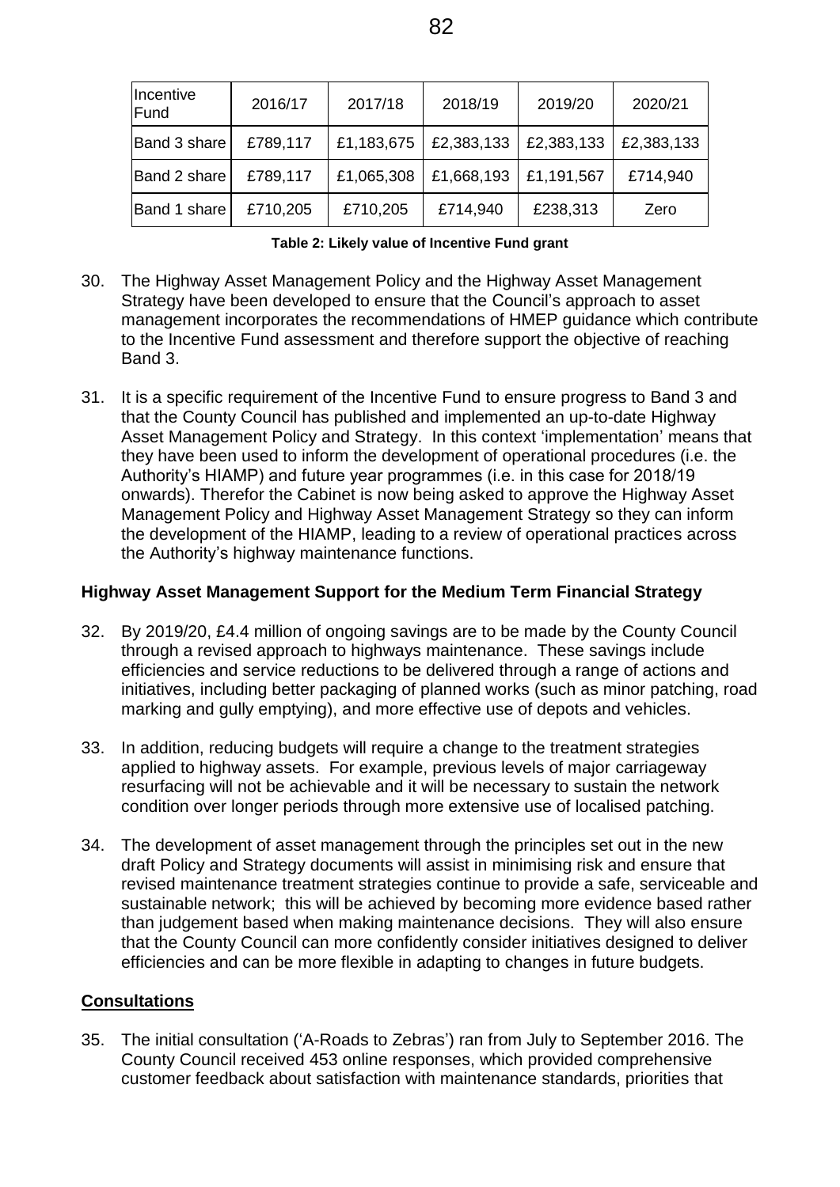| Incentive Fund | 2016/17 | 2017/18 | 2018/19 | 2019/20 | 2020/21 |
| --- | --- | --- | --- | --- | --- |
| Band 3 share | £789,117 | £1,183,675 | £2,383,133 | £2,383,133 | £2,383,133 |
| Band 2 share | £789,117 | £1,065,308 | £1,668,193 | £1,191,567 | £714,940 |
| Band 1 share | £710,205 | £710,205 | £714,940 | £238,313 | Zero |

**Table 2: Likely value of Incentive Fund grant**

30. The Highway Asset Management Policy and the Highway Asset Management Strategy have been developed to ensure that the Council's approach to asset management incorporates the recommendations of HMEP guidance which contribute to the Incentive Fund assessment and therefore support the objective of reaching Band 3.

31. It is a specific requirement of the Incentive Fund to ensure progress to Band 3 and that the County Council has published and implemented an up-to-date Highway Asset Management Policy and Strategy. In this context 'implementation' means that they have been used to inform the development of operational procedures (i.e. the Authority's HIAMP) and future year programmes (i.e. in this case for 2018/19 onwards). Therefor the Cabinet is now being asked to approve the Highway Asset Management Policy and Highway Asset Management Strategy so they can inform the development of the HIAMP, leading to a review of operational practices across the Authority's highway maintenance functions.

**Highway Asset Management Support for the Medium Term Financial Strategy**

32. By 2019/20, £4.4 million of ongoing savings are to be made by the County Council through a revised approach to highways maintenance. These savings include efficiencies and service reductions to be delivered through a range of actions and initiatives, including better packaging of planned works (such as minor patching, road marking and gully emptying), and more effective use of depots and vehicles.

33. In addition, reducing budgets will require a change to the treatment strategies applied to highway assets. For example, previous levels of major carriageway resurfacing will not be achievable and it will be necessary to sustain the network condition over longer periods through more extensive use of localised patching.

34. The development of asset management through the principles set out in the new draft Policy and Strategy documents will assist in minimising risk and ensure that revised maintenance treatment strategies continue to provide a safe, serviceable and sustainable network; this will be achieved by becoming more evidence based rather than judgement based when making maintenance decisions. They will also ensure that the County Council can more confidently consider initiatives designed to deliver efficiencies and can be more flexible in adapting to changes in future budgets.

**Consultations**

35. The initial consultation ('A-Roads to Zebras') ran from July to September 2016. The County Council received 453 online responses, which provided comprehensive customer feedback about satisfaction with maintenance standards, priorities that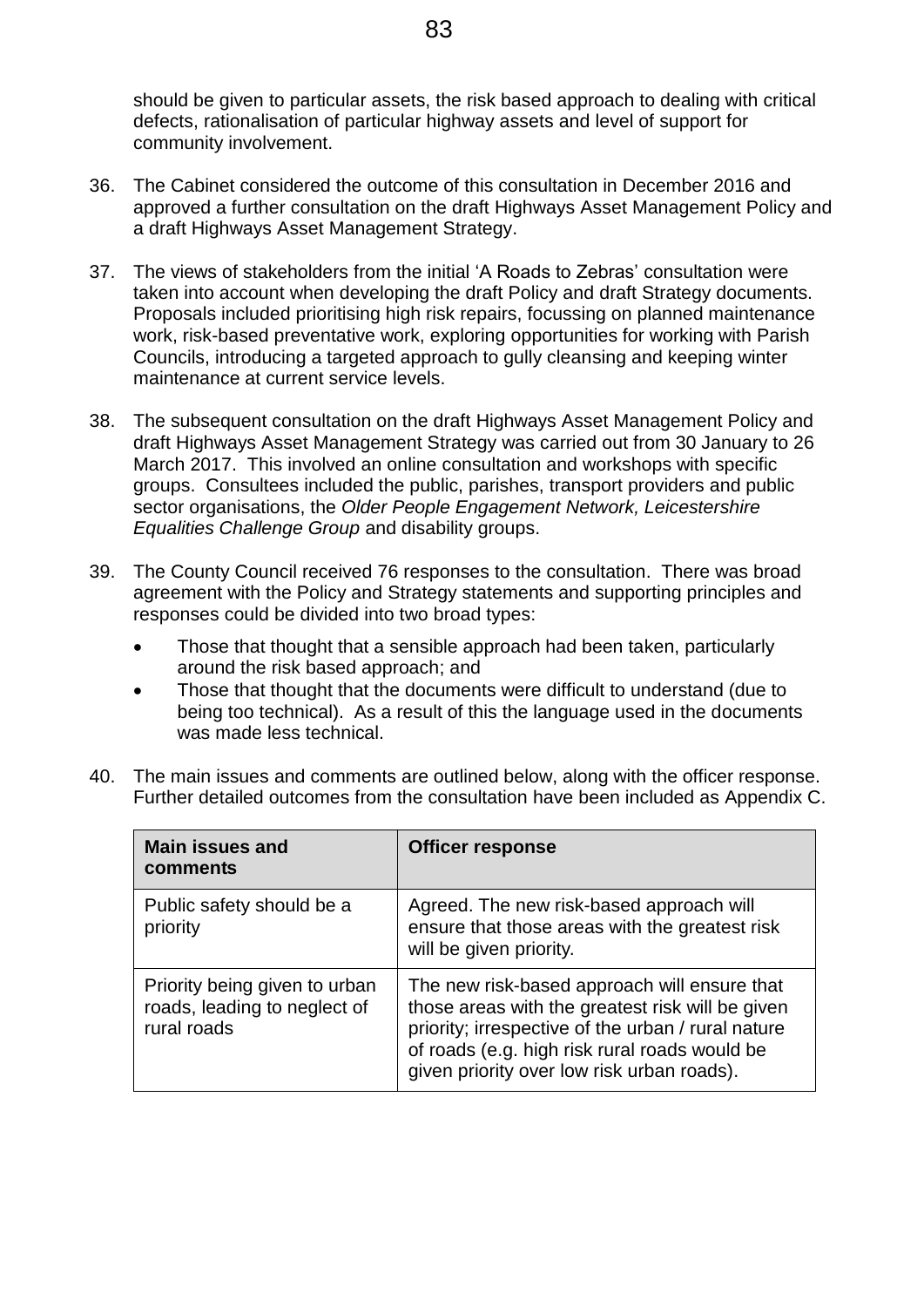should be given to particular assets, the risk based approach to dealing with critical defects, rationalisation of particular highway assets and level of support for community involvement.

36. The Cabinet considered the outcome of this consultation in December 2016 and approved a further consultation on the draft Highways Asset Management Policy and a draft Highways Asset Management Strategy.

37. The views of stakeholders from the initial 'A Roads to Zebras' consultation were taken into account when developing the draft Policy and draft Strategy documents. Proposals included prioritising high risk repairs, focussing on planned maintenance work, risk-based preventative work, exploring opportunities for working with Parish Councils, introducing a targeted approach to gully cleansing and keeping winter maintenance at current service levels.

38. The subsequent consultation on the draft Highways Asset Management Policy and draft Highways Asset Management Strategy was carried out from 30 January to 26 March 2017. This involved an online consultation and workshops with specific groups. Consultees included the public, parishes, transport providers and public sector organisations, the *Older People Engagement Network, Leicestershire Equalities Challenge Group* and disability groups.

39. The County Council received 76 responses to the consultation. There was broad agreement with the Policy and Strategy statements and supporting principles and responses could be divided into two broad types:

    - Those that thought that a sensible approach had been taken, particularly around the risk based approach; and
    - Those that thought that the documents were difficult to understand (due to being too technical). As a result of this the language used in the documents was made less technical.

40. The main issues and comments are outlined below, along with the officer response. Further detailed outcomes from the consultation have been included as Appendix C.

| Main issues and comments | Officer response |
|---|---|
| Public safety should be a priority | Agreed. The new risk-based approach will ensure that those areas with the greatest risk will be given priority. |
| Priority being given to urban roads, leading to neglect of rural roads | The new risk-based approach will ensure that those areas with the greatest risk will be given priority; irrespective of the urban / rural nature of roads (e.g. high risk rural roads would be given priority over low risk urban roads). |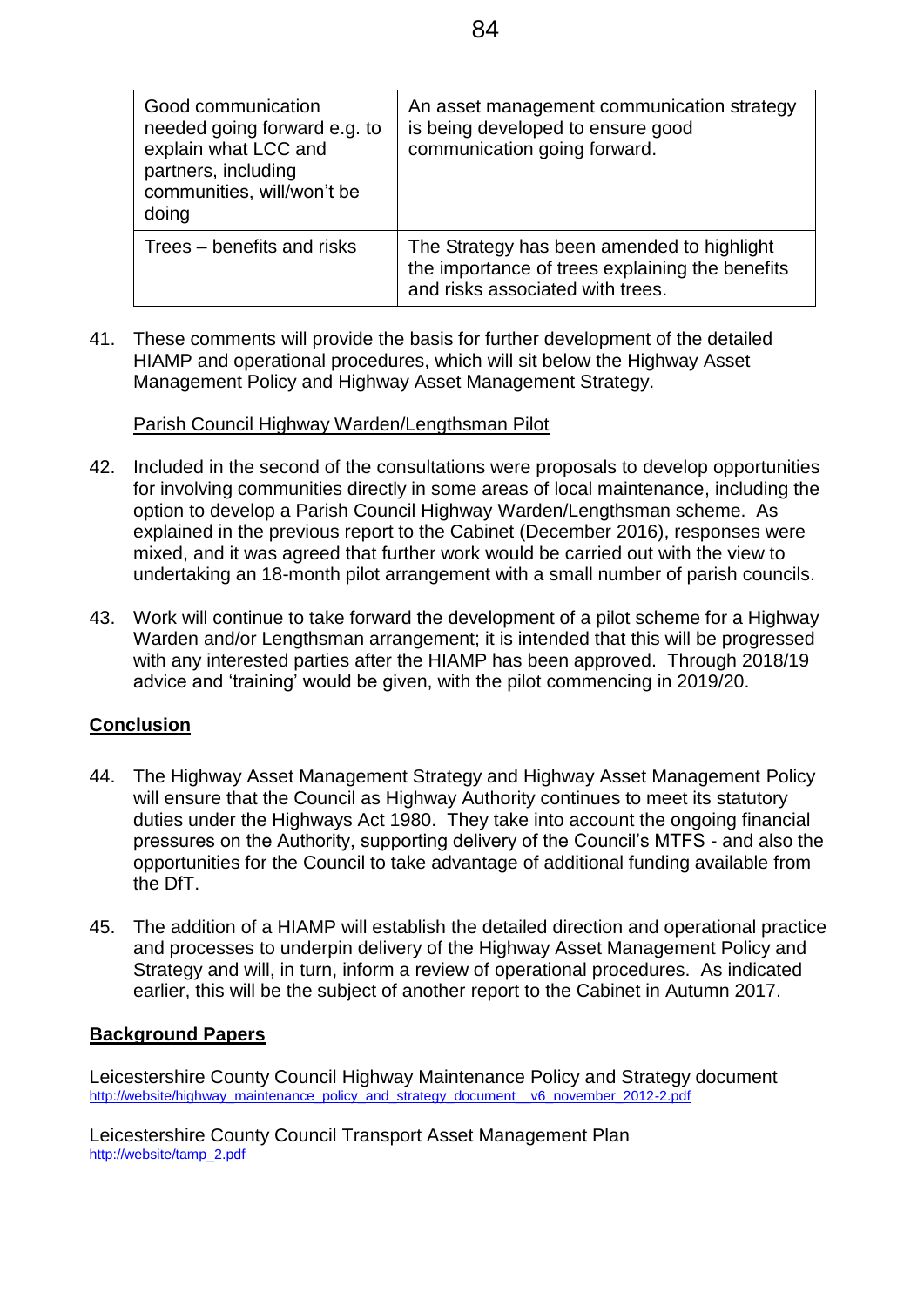| | |
|---|---|
| Good communication needed going forward e.g. to explain what LCC and partners, including communities, will/won't be doing | An asset management communication strategy is being developed to ensure good communication going forward. |
| Trees – benefits and risks | The Strategy has been amended to highlight the importance of trees explaining the benefits and risks associated with trees. |

41. These comments will provide the basis for further development of the detailed HIAMP and operational procedures, which will sit below the Highway Asset Management Policy and Highway Asset Management Strategy.

Parish Council Highway Warden/Lengthsman Pilot

42. Included in the second of the consultations were proposals to develop opportunities for involving communities directly in some areas of local maintenance, including the option to develop a Parish Council Highway Warden/Lengthsman scheme. As explained in the previous report to the Cabinet (December 2016), responses were mixed, and it was agreed that further work would be carried out with the view to undertaking an 18-month pilot arrangement with a small number of parish councils.

43. Work will continue to take forward the development of a pilot scheme for a Highway Warden and/or Lengthsman arrangement; it is intended that this will be progressed with any interested parties after the HIAMP has been approved. Through 2018/19 advice and 'training' would be given, with the pilot commencing in 2019/20.

## Conclusion

44. The Highway Asset Management Strategy and Highway Asset Management Policy will ensure that the Council as Highway Authority continues to meet its statutory duties under the Highways Act 1980. They take into account the ongoing financial pressures on the Authority, supporting delivery of the Council's MTFS - and also the opportunities for the Council to take advantage of additional funding available from the DfT.

45. The addition of a HIAMP will establish the detailed direction and operational practice and processes to underpin delivery of the Highway Asset Management Policy and Strategy and will, in turn, inform a review of operational procedures. As indicated earlier, this will be the subject of another report to the Cabinet in Autumn 2017.

## Background Papers

Leicestershire County Council Highway Maintenance Policy and Strategy document
http://website/highway_maintenance_policy_and_strategy_document__v6_november_2012-2.pdf

Leicestershire County Council Transport Asset Management Plan
http://website/tamp_2.pdf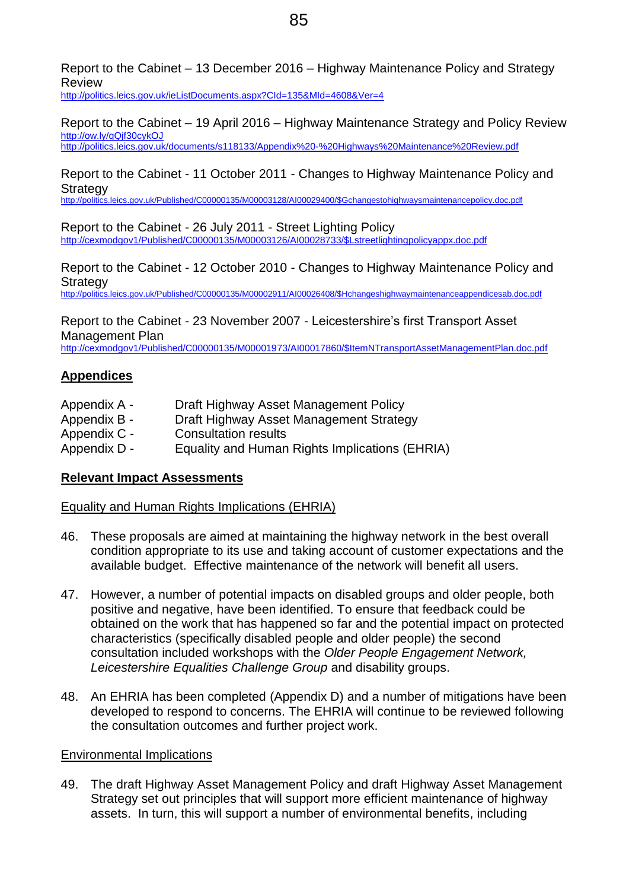Report to the Cabinet – 13 December 2016 – Highway Maintenance Policy and Strategy Review
http://politics.leics.gov.uk/ieListDocuments.aspx?CId=135&MId=4608&Ver=4

Report to the Cabinet – 19 April 2016 – Highway Maintenance Strategy and Policy Review
http://ow.ly/qQjf30cykOJ
http://politics.leics.gov.uk/documents/s118133/Appendix%20-%20Highways%20Maintenance%20Review.pdf

Report to the Cabinet - 11 October 2011 - Changes to Highway Maintenance Policy and Strategy
http://politics.leics.gov.uk/Published/C00000135/M00003128/AI00029400/$Gchangestohighwaysmaintenancepolicy.doc.pdf

Report to the Cabinet - 26 July 2011 - Street Lighting Policy
http://cexmodgov1/Published/C00000135/M00003126/AI00028733/$Lstreetlightingpolicyappx.doc.pdf

Report to the Cabinet - 12 October 2010 - Changes to Highway Maintenance Policy and Strategy
http://politics.leics.gov.uk/Published/C00000135/M00002911/AI00026408/$Hchangeshighwaymaintenanceappendicesab.doc.pdf

Report to the Cabinet - 23 November 2007 - Leicestershire's first Transport Asset Management Plan
http://cexmodgov1/Published/C00000135/M00001973/AI00017860/$ItemNTransportAssetManagementPlan.doc.pdf

## Appendices

Appendix A - Draft Highway Asset Management Policy
Appendix B - Draft Highway Asset Management Strategy
Appendix C - Consultation results
Appendix D - Equality and Human Rights Implications (EHRIA)

## Relevant Impact Assessments

### Equality and Human Rights Implications (EHRIA)

46. These proposals are aimed at maintaining the highway network in the best overall condition appropriate to its use and taking account of customer expectations and the available budget. Effective maintenance of the network will benefit all users.

47. However, a number of potential impacts on disabled groups and older people, both positive and negative, have been identified. To ensure that feedback could be obtained on the work that has happened so far and the potential impact on protected characteristics (specifically disabled people and older people) the second consultation included workshops with the *Older People Engagement Network, Leicestershire Equalities Challenge Group* and disability groups.

48. An EHRIA has been completed (Appendix D) and a number of mitigations have been developed to respond to concerns. The EHRIA will continue to be reviewed following the consultation outcomes and further project work.

### Environmental Implications

49. The draft Highway Asset Management Policy and draft Highway Asset Management Strategy set out principles that will support more efficient maintenance of highway assets. In turn, this will support a number of environmental benefits, including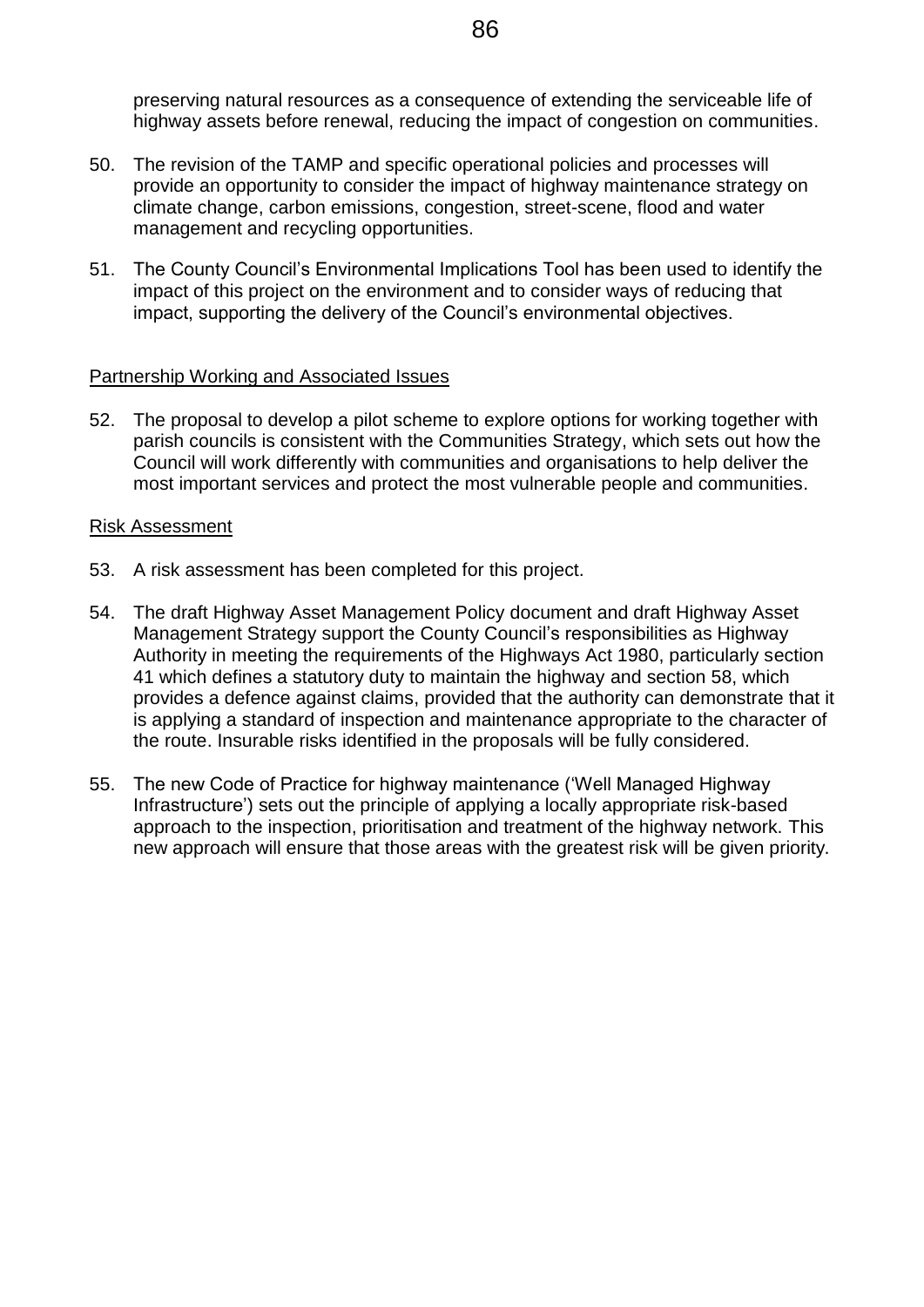preserving natural resources as a consequence of extending the serviceable life of highway assets before renewal, reducing the impact of congestion on communities.

50. The revision of the TAMP and specific operational policies and processes will provide an opportunity to consider the impact of highway maintenance strategy on climate change, carbon emissions, congestion, street-scene, flood and water management and recycling opportunities.

51. The County Council's Environmental Implications Tool has been used to identify the impact of this project on the environment and to consider ways of reducing that impact, supporting the delivery of the Council's environmental objectives.

<u>Partnership Working and Associated Issues</u>

52. The proposal to develop a pilot scheme to explore options for working together with parish councils is consistent with the Communities Strategy, which sets out how the Council will work differently with communities and organisations to help deliver the most important services and protect the most vulnerable people and communities.

<u>Risk Assessment</u>

53. A risk assessment has been completed for this project.

54. The draft Highway Asset Management Policy document and draft Highway Asset Management Strategy support the County Council's responsibilities as Highway Authority in meeting the requirements of the Highways Act 1980, particularly section 41 which defines a statutory duty to maintain the highway and section 58, which provides a defence against claims, provided that the authority can demonstrate that it is applying a standard of inspection and maintenance appropriate to the character of the route. Insurable risks identified in the proposals will be fully considered.

55. The new Code of Practice for highway maintenance ('Well Managed Highway Infrastructure') sets out the principle of applying a locally appropriate risk-based approach to the inspection, prioritisation and treatment of the highway network. This new approach will ensure that those areas with the greatest risk will be given priority.